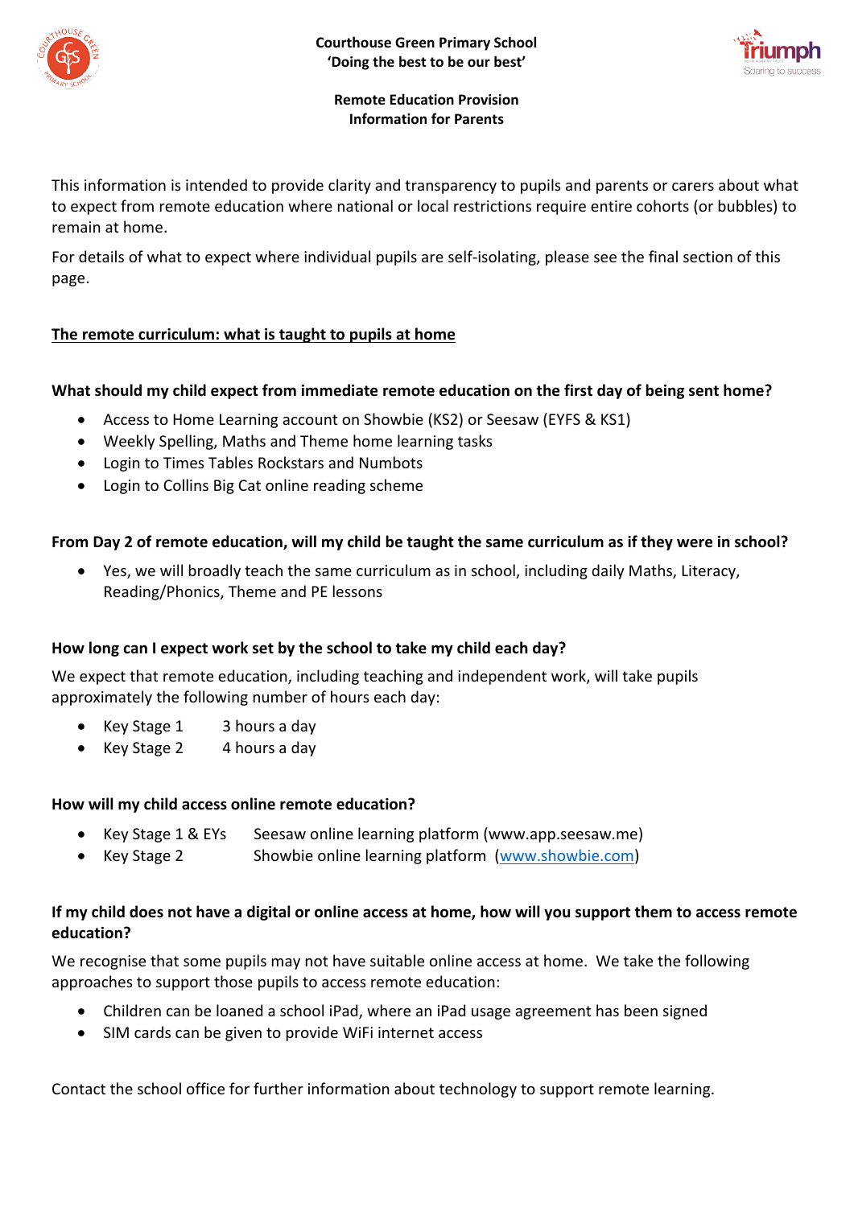# Courthouse Green Primary School

**'Doing the best to be our best'**

## Remote Education Provision
## Information for Parents

This information is intended to provide clarity and transparency to pupils and parents or carers about what to expect from remote education where national or local restrictions require entire cohorts (or bubbles) to remain at home.

For details of what to expect where individual pupils are self-isolating, please see the final section of this page.

### The remote curriculum: what is taught to pupils at home

**What should my child expect from immediate remote education on the first day of being sent home?**

- Access to Home Learning account on Showbie (KS2) or Seesaw (EYFS & KS1)
- Weekly Spelling, Maths and Theme home learning tasks
- Login to Times Tables Rockstars and Numbots
- Login to Collins Big Cat online reading scheme

**From Day 2 of remote education, will my child be taught the same curriculum as if they were in school?**

- Yes, we will broadly teach the same curriculum as in school, including daily Maths, Literacy, Reading/Phonics, Theme and PE lessons

**How long can I expect work set by the school to take my child each day?**

We expect that remote education, including teaching and independent work, will take pupils approximately the following number of hours each day:

- Key Stage 1 — 3 hours a day
- Key Stage 2 — 4 hours a day

**How will my child access online remote education?**

- Key Stage 1 & EYs — Seesaw online learning platform (www.app.seesaw.me)
- Key Stage 2 — Showbie online learning platform (www.showbie.com)

**If my child does not have a digital or online access at home, how will you support them to access remote education?**

We recognise that some pupils may not have suitable online access at home. We take the following approaches to support those pupils to access remote education:

- Children can be loaned a school iPad, where an iPad usage agreement has been signed
- SIM cards can be given to provide WiFi internet access

Contact the school office for further information about technology to support remote learning.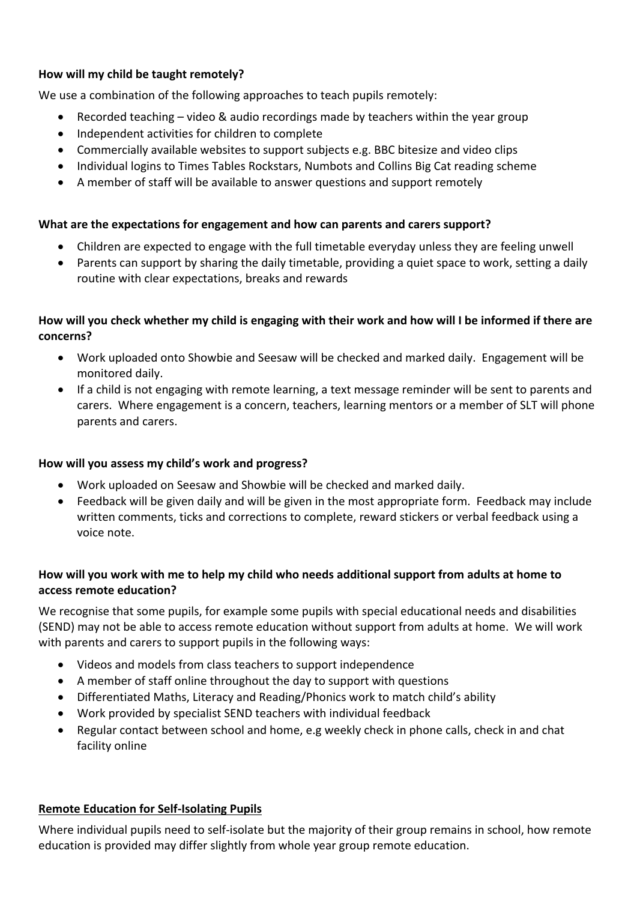**How will my child be taught remotely?**

We use a combination of the following approaches to teach pupils remotely:

- Recorded teaching – video & audio recordings made by teachers within the year group
- Independent activities for children to complete
- Commercially available websites to support subjects e.g. BBC bitesize and video clips
- Individual logins to Times Tables Rockstars, Numbots and Collins Big Cat reading scheme
- A member of staff will be available to answer questions and support remotely

**What are the expectations for engagement and how can parents and carers support?**

- Children are expected to engage with the full timetable everyday unless they are feeling unwell
- Parents can support by sharing the daily timetable, providing a quiet space to work, setting a daily routine with clear expectations, breaks and rewards

**How will you check whether my child is engaging with their work and how will I be informed if there are concerns?**

- Work uploaded onto Showbie and Seesaw will be checked and marked daily. Engagement will be monitored daily.
- If a child is not engaging with remote learning, a text message reminder will be sent to parents and carers. Where engagement is a concern, teachers, learning mentors or a member of SLT will phone parents and carers.

**How will you assess my child's work and progress?**

- Work uploaded on Seesaw and Showbie will be checked and marked daily.
- Feedback will be given daily and will be given in the most appropriate form. Feedback may include written comments, ticks and corrections to complete, reward stickers or verbal feedback using a voice note.

**How will you work with me to help my child who needs additional support from adults at home to access remote education?**

We recognise that some pupils, for example some pupils with special educational needs and disabilities (SEND) may not be able to access remote education without support from adults at home. We will work with parents and carers to support pupils in the following ways:

- Videos and models from class teachers to support independence
- A member of staff online throughout the day to support with questions
- Differentiated Maths, Literacy and Reading/Phonics work to match child's ability
- Work provided by specialist SEND teachers with individual feedback
- Regular contact between school and home, e.g weekly check in phone calls, check in and chat facility online

**Remote Education for Self-Isolating Pupils**

Where individual pupils need to self-isolate but the majority of their group remains in school, how remote education is provided may differ slightly from whole year group remote education.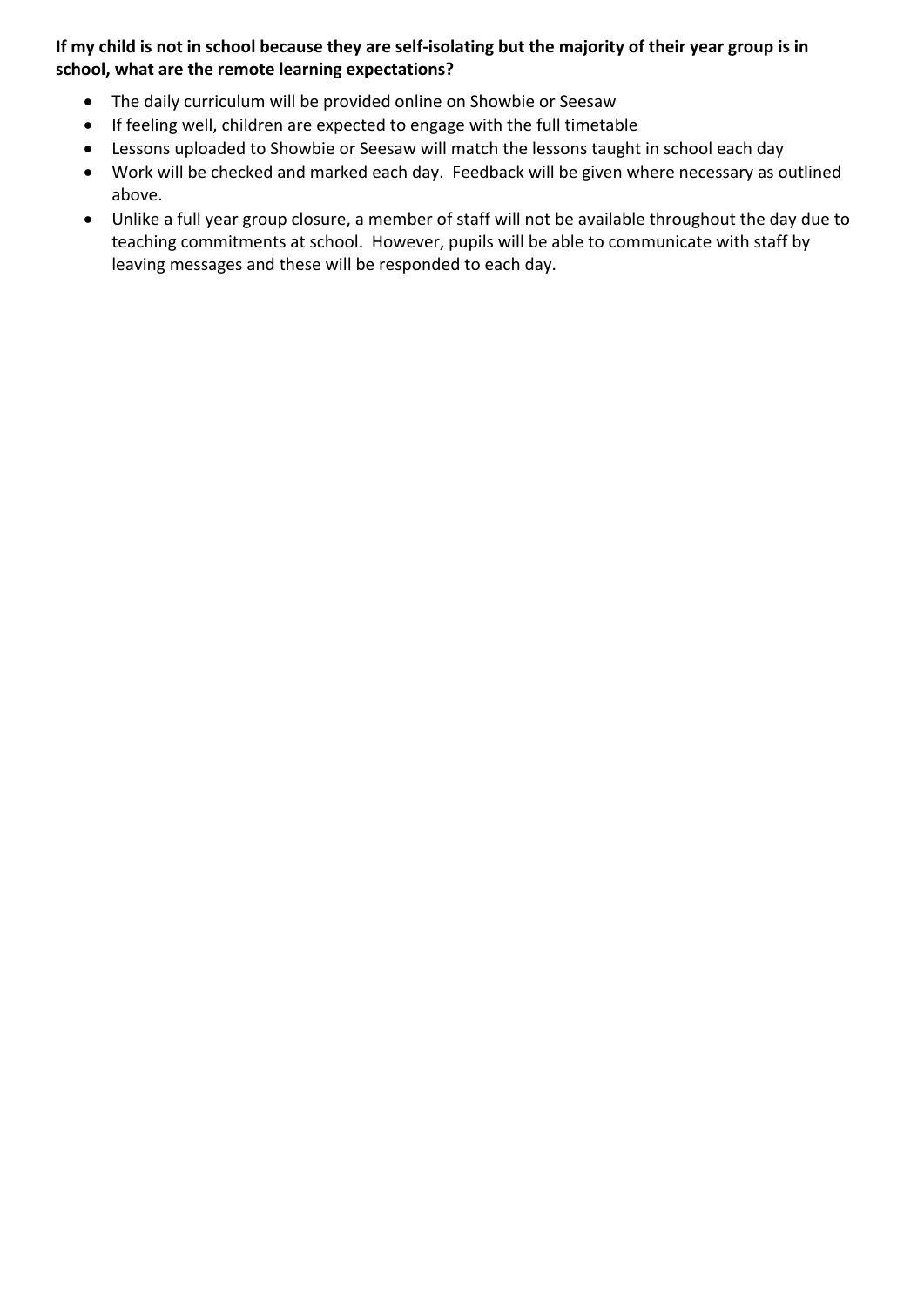**If my child is not in school because they are self-isolating but the majority of their year group is in school, what are the remote learning expectations?**

- The daily curriculum will be provided online on Showbie or Seesaw
- If feeling well, children are expected to engage with the full timetable
- Lessons uploaded to Showbie or Seesaw will match the lessons taught in school each day
- Work will be checked and marked each day. Feedback will be given where necessary as outlined above.
- Unlike a full year group closure, a member of staff will not be available throughout the day due to teaching commitments at school. However, pupils will be able to communicate with staff by leaving messages and these will be responded to each day.